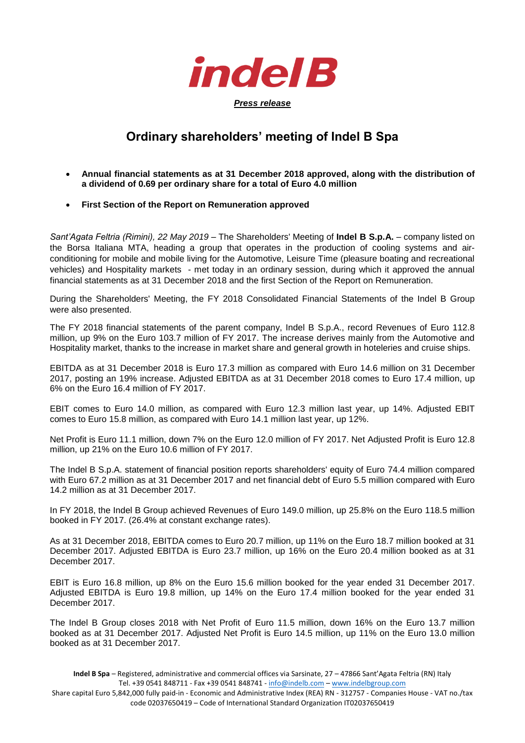**indel B**

***Press release***

# Ordinary shareholders' meeting of Indel B Spa

- **Annual financial statements as at 31 December 2018 approved, along with the distribution of a dividend of 0.69 per ordinary share for a total of Euro 4.0 million**
- **First Section of the Report on Remuneration approved**

*Sant'Agata Feltria (Rimini), 22 May 2019* – The Shareholders' Meeting of **Indel B S.p.A.** – company listed on the Borsa Italiana MTA, heading a group that operates in the production of cooling systems and air-conditioning for mobile and mobile living for the Automotive, Leisure Time (pleasure boating and recreational vehicles) and Hospitality markets - met today in an ordinary session, during which it approved the annual financial statements as at 31 December 2018 and the first Section of the Report on Remuneration.

During the Shareholders' Meeting, the FY 2018 Consolidated Financial Statements of the Indel B Group were also presented.

The FY 2018 financial statements of the parent company, Indel B S.p.A., record Revenues of Euro 112.8 million, up 9% on the Euro 103.7 million of FY 2017. The increase derives mainly from the Automotive and Hospitality market, thanks to the increase in market share and general growth in hoteleries and cruise ships.

EBITDA as at 31 December 2018 is Euro 17.3 million as compared with Euro 14.6 million on 31 December 2017, posting an 19% increase. Adjusted EBITDA as at 31 December 2018 comes to Euro 17.4 million, up 6% on the Euro 16.4 million of FY 2017.

EBIT comes to Euro 14.0 million, as compared with Euro 12.3 million last year, up 14%. Adjusted EBIT comes to Euro 15.8 million, as compared with Euro 14.1 million last year, up 12%.

Net Profit is Euro 11.1 million, down 7% on the Euro 12.0 million of FY 2017. Net Adjusted Profit is Euro 12.8 million, up 21% on the Euro 10.6 million of FY 2017.

The Indel B S.p.A. statement of financial position reports shareholders' equity of Euro 74.4 million compared with Euro 67.2 million as at 31 December 2017 and net financial debt of Euro 5.5 million compared with Euro 14.2 million as at 31 December 2017.

In FY 2018, the Indel B Group achieved Revenues of Euro 149.0 million, up 25.8% on the Euro 118.5 million booked in FY 2017. (26.4% at constant exchange rates).

As at 31 December 2018, EBITDA comes to Euro 20.7 million, up 11% on the Euro 18.7 million booked at 31 December 2017. Adjusted EBITDA is Euro 23.7 million, up 16% on the Euro 20.4 million booked as at 31 December 2017.

EBIT is Euro 16.8 million, up 8% on the Euro 15.6 million booked for the year ended 31 December 2017. Adjusted EBITDA is Euro 19.8 million, up 14% on the Euro 17.4 million booked for the year ended 31 December 2017.

The Indel B Group closes 2018 with Net Profit of Euro 11.5 million, down 16% on the Euro 13.7 million booked as at 31 December 2017. Adjusted Net Profit is Euro 14.5 million, up 11% on the Euro 13.0 million booked as at 31 December 2017.

**Indel B Spa** – Registered, administrative and commercial offices via Sarsinate, 27 – 47866 Sant'Agata Feltria (RN) Italy
Tel. +39 0541 848711 - Fax +39 0541 848741 - info@indelb.com – www.indelbgroup.com
Share capital Euro 5,842,000 fully paid-in - Economic and Administrative Index (REA) RN - 312757 - Companies House - VAT no./tax code 02037650419 – Code of International Standard Organization IT02037650419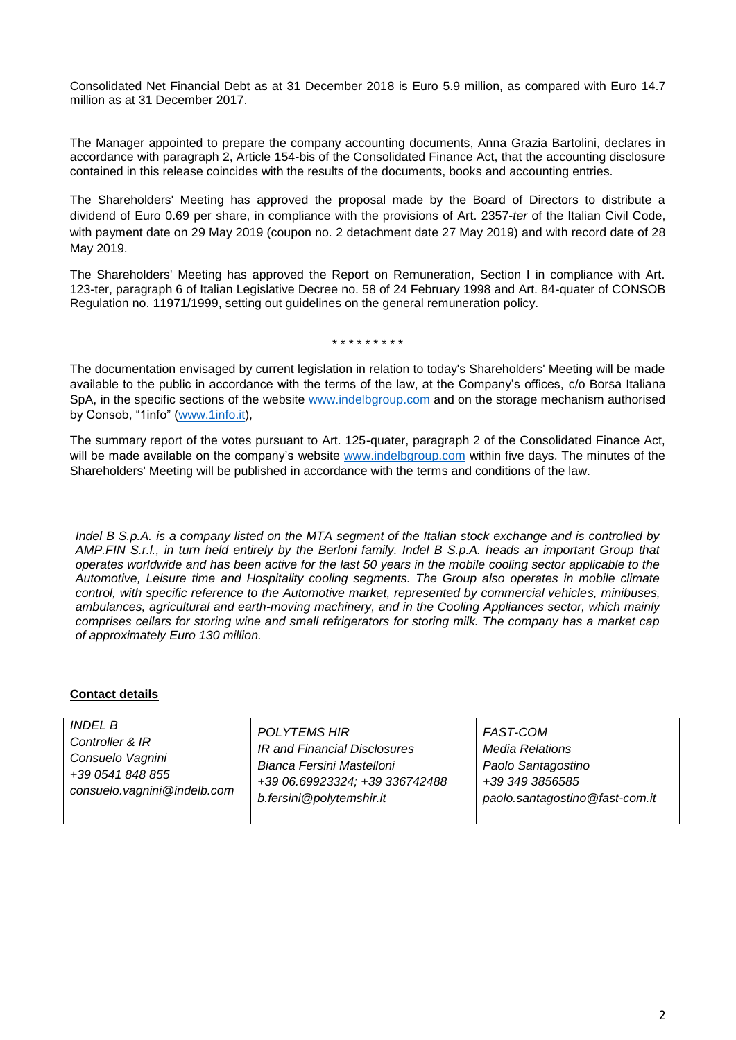Consolidated Net Financial Debt as at 31 December 2018 is Euro 5.9 million, as compared with Euro 14.7 million as at 31 December 2017.

The Manager appointed to prepare the company accounting documents, Anna Grazia Bartolini, declares in accordance with paragraph 2, Article 154-bis of the Consolidated Finance Act, that the accounting disclosure contained in this release coincides with the results of the documents, books and accounting entries.

The Shareholders' Meeting has approved the proposal made by the Board of Directors to distribute a dividend of Euro 0.69 per share, in compliance with the provisions of Art. 2357-*ter* of the Italian Civil Code, with payment date on 29 May 2019 (coupon no. 2 detachment date 27 May 2019) and with record date of 28 May 2019.

The Shareholders' Meeting has approved the Report on Remuneration, Section I in compliance with Art. 123-ter, paragraph 6 of Italian Legislative Decree no. 58 of 24 February 1998 and Art. 84-quater of CONSOB Regulation no. 11971/1999, setting out guidelines on the general remuneration policy.

\* \* \* \* \* \* \* \* \*

The documentation envisaged by current legislation in relation to today's Shareholders' Meeting will be made available to the public in accordance with the terms of the law, at the Company's offices, c/o Borsa Italiana SpA, in the specific sections of the website www.indelbgroup.com and on the storage mechanism authorised by Consob, "1info" (www.1info.it),

The summary report of the votes pursuant to Art. 125-quater, paragraph 2 of the Consolidated Finance Act, will be made available on the company's website www.indelbgroup.com within five days. The minutes of the Shareholders' Meeting will be published in accordance with the terms and conditions of the law.

*Indel B S.p.A. is a company listed on the MTA segment of the Italian stock exchange and is controlled by AMP.FIN S.r.l., in turn held entirely by the Berloni family. Indel B S.p.A. heads an important Group that operates worldwide and has been active for the last 50 years in the mobile cooling sector applicable to the Automotive, Leisure time and Hospitality cooling segments. The Group also operates in mobile climate control, with specific reference to the Automotive market, represented by commercial vehicles, minibuses, ambulances, agricultural and earth-moving machinery, and in the Cooling Appliances sector, which mainly comprises cellars for storing wine and small refrigerators for storing milk. The company has a market cap of approximately Euro 130 million.*

**Contact details**

| | | |
|---|---|---|
| *INDEL B*<br>*Controller & IR*<br>*Consuelo Vagnini*<br>*+39 0541 848 855*<br>*consuelo.vagnini@indelb.com* | *POLYTEMS HIR*<br>*IR and Financial Disclosures*<br>*Bianca Fersini Mastelloni*<br>*+39 06.69923324; +39 336742488*<br>*b.fersini@polytemshir.it* | *FAST-COM*<br>*Media Relations*<br>*Paolo Santagostino*<br>*+39 349 3856585*<br>*paolo.santagostino@fast-com.it* |